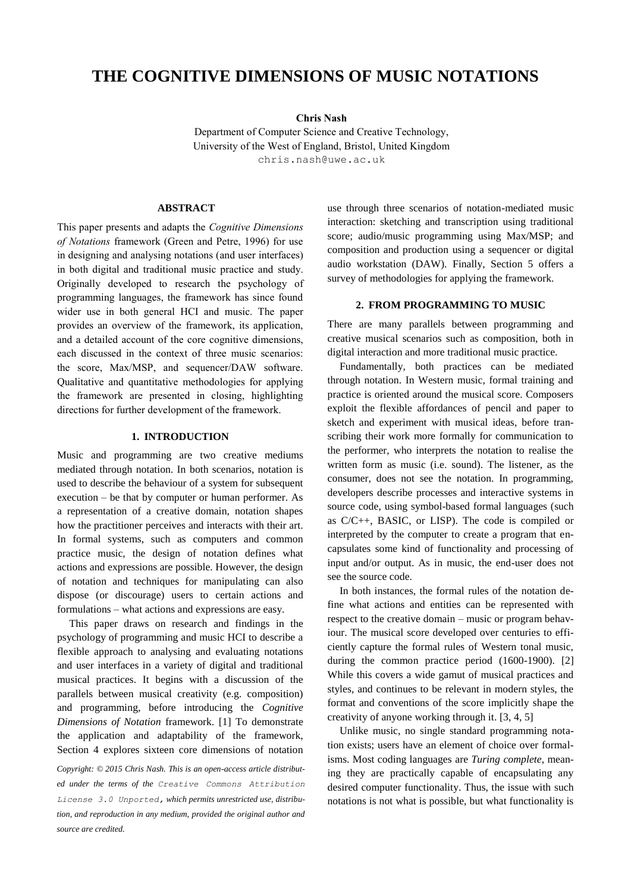# THE COGNITIVE DIMENSIONS OF MUSIC NOTATIONS

**Chris Nash**

Department of Computer Science and Creative Technology,
University of the West of England, Bristol, United Kingdom
chris.nash@uwe.ac.uk

## ABSTRACT

This paper presents and adapts the *Cognitive Dimensions of Notations* framework (Green and Petre, 1996) for use in designing and analysing notations (and user interfaces) in both digital and traditional music practice and study. Originally developed to research the psychology of programming languages, the framework has since found wider use in both general HCI and music. The paper provides an overview of the framework, its application, and a detailed account of the core cognitive dimensions, each discussed in the context of three music scenarios: the score, Max/MSP, and sequencer/DAW software. Qualitative and quantitative methodologies for applying the framework are presented in closing, highlighting directions for further development of the framework.

## 1. INTRODUCTION

Music and programming are two creative mediums mediated through notation. In both scenarios, notation is used to describe the behaviour of a system for subsequent execution – be that by computer or human performer. As a representation of a creative domain, notation shapes how the practitioner perceives and interacts with their art. In formal systems, such as computers and common practice music, the design of notation defines what actions and expressions are possible. However, the design of notation and techniques for manipulating can also dispose (or discourage) users to certain actions and formulations – what actions and expressions are easy.

This paper draws on research and findings in the psychology of programming and music HCI to describe a flexible approach to analysing and evaluating notations and user interfaces in a variety of digital and traditional musical practices. It begins with a discussion of the parallels between musical creativity (e.g. composition) and programming, before introducing the *Cognitive Dimensions of Notation* framework. [1] To demonstrate the application and adaptability of the framework, Section 4 explores sixteen core dimensions of notation use through three scenarios of notation-mediated music interaction: sketching and transcription using traditional score; audio/music programming using Max/MSP; and composition and production using a sequencer or digital audio workstation (DAW). Finally, Section 5 offers a survey of methodologies for applying the framework.

*Copyright: © 2015 Chris Nash. This is an open-access article distributed under the terms of the* Creative Commons Attribution License 3.0 Unported, *which permits unrestricted use, distribution, and reproduction in any medium, provided the original author and source are credited.*

## 2. FROM PROGRAMMING TO MUSIC

There are many parallels between programming and creative musical scenarios such as composition, both in digital interaction and more traditional music practice.

Fundamentally, both practices can be mediated through notation. In Western music, formal training and practice is oriented around the musical score. Composers exploit the flexible affordances of pencil and paper to sketch and experiment with musical ideas, before transcribing their work more formally for communication to the performer, who interprets the notation to realise the written form as music (i.e. sound). The listener, as the consumer, does not see the notation. In programming, developers describe processes and interactive systems in source code, using symbol-based formal languages (such as C/C++, BASIC, or LISP). The code is compiled or interpreted by the computer to create a program that encapsulates some kind of functionality and processing of input and/or output. As in music, the end-user does not see the source code.

In both instances, the formal rules of the notation define what actions and entities can be represented with respect to the creative domain – music or program behaviour. The musical score developed over centuries to efficiently capture the formal rules of Western tonal music, during the common practice period (1600-1900). [2] While this covers a wide gamut of musical practices and styles, and continues to be relevant in modern styles, the format and conventions of the score implicitly shape the creativity of anyone working through it. [3, 4, 5]

Unlike music, no single standard programming notation exists; users have an element of choice over formalisms. Most coding languages are *Turing complete*, meaning they are practically capable of encapsulating any desired computer functionality. Thus, the issue with such notations is not what is possible, but what functionality is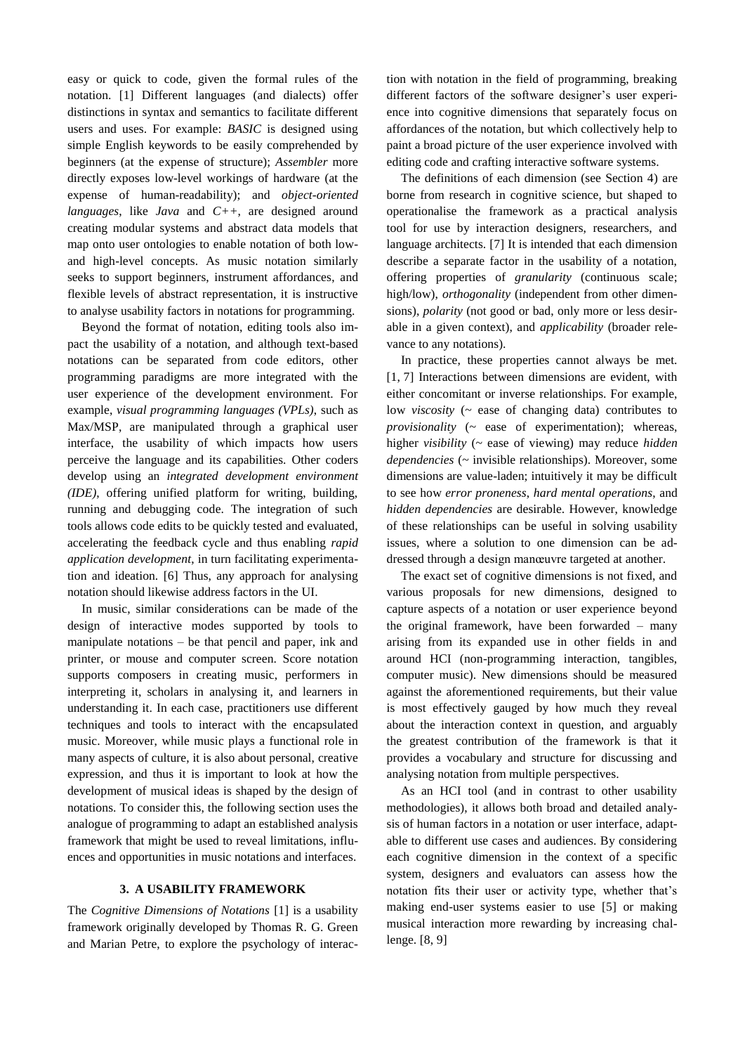easy or quick to code, given the formal rules of the notation. [1] Different languages (and dialects) offer distinctions in syntax and semantics to facilitate different users and uses. For example: *BASIC* is designed using simple English keywords to be easily comprehended by beginners (at the expense of structure); *Assembler* more directly exposes low-level workings of hardware (at the expense of human-readability); and *object-oriented languages*, like *Java* and *C++*, are designed around creating modular systems and abstract data models that map onto user ontologies to enable notation of both low- and high-level concepts. As music notation similarly seeks to support beginners, instrument affordances, and flexible levels of abstract representation, it is instructive to analyse usability factors in notations for programming.

Beyond the format of notation, editing tools also impact the usability of a notation, and although text-based notations can be separated from code editors, other programming paradigms are more integrated with the user experience of the development environment. For example, *visual programming languages (VPLs)*, such as Max/MSP, are manipulated through a graphical user interface, the usability of which impacts how users perceive the language and its capabilities. Other coders develop using an *integrated development environment (IDE)*, offering unified platform for writing, building, running and debugging code. The integration of such tools allows code edits to be quickly tested and evaluated, accelerating the feedback cycle and thus enabling *rapid application development*, in turn facilitating experimentation and ideation. [6] Thus, any approach for analysing notation should likewise address factors in the UI.

In music, similar considerations can be made of the design of interactive modes supported by tools to manipulate notations – be that pencil and paper, ink and printer, or mouse and computer screen. Score notation supports composers in creating music, performers in interpreting it, scholars in analysing it, and learners in understanding it. In each case, practitioners use different techniques and tools to interact with the encapsulated music. Moreover, while music plays a functional role in many aspects of culture, it is also about personal, creative expression, and thus it is important to look at how the development of musical ideas is shaped by the design of notations. To consider this, the following section uses the analogue of programming to adapt an established analysis framework that might be used to reveal limitations, influences and opportunities in music notations and interfaces.

## 3. A USABILITY FRAMEWORK

The *Cognitive Dimensions of Notations* [1] is a usability framework originally developed by Thomas R. G. Green and Marian Petre, to explore the psychology of interaction with notation in the field of programming, breaking different factors of the software designer's user experience into cognitive dimensions that separately focus on affordances of the notation, but which collectively help to paint a broad picture of the user experience involved with editing code and crafting interactive software systems.

The definitions of each dimension (see Section 4) are borne from research in cognitive science, but shaped to operationalise the framework as a practical analysis tool for use by interaction designers, researchers, and language architects. [7] It is intended that each dimension describe a separate factor in the usability of a notation, offering properties of *granularity* (continuous scale; high/low), *orthogonality* (independent from other dimensions), *polarity* (not good or bad, only more or less desirable in a given context), and *applicability* (broader relevance to any notations).

In practice, these properties cannot always be met. [1, 7] Interactions between dimensions are evident, with either concomitant or inverse relationships. For example, low *viscosity* (~ ease of changing data) contributes to *provisionality* (~ ease of experimentation); whereas, higher *visibility* (~ ease of viewing) may reduce *hidden dependencies* (~ invisible relationships). Moreover, some dimensions are value-laden; intuitively it may be difficult to see how *error proneness*, *hard mental operations*, and *hidden dependencies* are desirable. However, knowledge of these relationships can be useful in solving usability issues, where a solution to one dimension can be addressed through a design manœuvre targeted at another.

The exact set of cognitive dimensions is not fixed, and various proposals for new dimensions, designed to capture aspects of a notation or user experience beyond the original framework, have been forwarded – many arising from its expanded use in other fields in and around HCI (non-programming interaction, tangibles, computer music). New dimensions should be measured against the aforementioned requirements, but their value is most effectively gauged by how much they reveal about the interaction context in question, and arguably the greatest contribution of the framework is that it provides a vocabulary and structure for discussing and analysing notation from multiple perspectives.

As an HCI tool (and in contrast to other usability methodologies), it allows both broad and detailed analysis of human factors in a notation or user interface, adaptable to different use cases and audiences. By considering each cognitive dimension in the context of a specific system, designers and evaluators can assess how the notation fits their user or activity type, whether that's making end-user systems easier to use [5] or making musical interaction more rewarding by increasing challenge. [8, 9]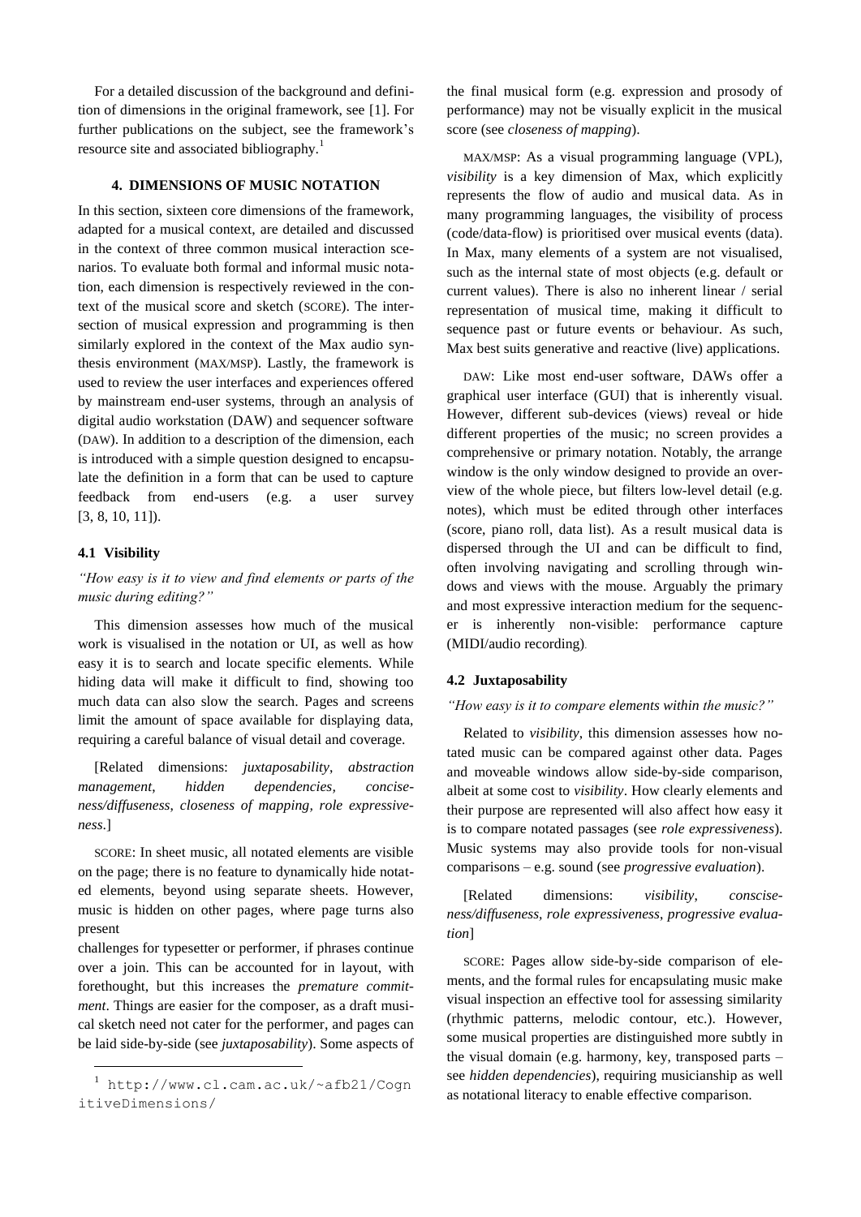For a detailed discussion of the background and definition of dimensions in the original framework, see [1]. For further publications on the subject, see the framework's resource site and associated bibliography.[1]

## 4. DIMENSIONS OF MUSIC NOTATION

In this section, sixteen core dimensions of the framework, adapted for a musical context, are detailed and discussed in the context of three common musical interaction scenarios. To evaluate both formal and informal music notation, each dimension is respectively reviewed in the context of the musical score and sketch (SCORE). The intersection of musical expression and programming is then similarly explored in the context of the Max audio synthesis environment (MAX/MSP). Lastly, the framework is used to review the user interfaces and experiences offered by mainstream end-user systems, through an analysis of digital audio workstation (DAW) and sequencer software (DAW). In addition to a description of the dimension, each is introduced with a simple question designed to encapsulate the definition in a form that can be used to capture feedback from end-users (e.g. a user survey [3, 8, 10, 11]).

### 4.1 Visibility

*"How easy is it to view and find elements or parts of the music during editing?"*

This dimension assesses how much of the musical work is visualised in the notation or UI, as well as how easy it is to search and locate specific elements. While hiding data will make it difficult to find, showing too much data can also slow the search. Pages and screens limit the amount of space available for displaying data, requiring a careful balance of visual detail and coverage.

[Related dimensions: *juxtaposability*, *abstraction management*, *hidden dependencies*, *conciseness/diffuseness*, *closeness of mapping*, *role expressiveness*.]

SCORE: In sheet music, all notated elements are visible on the page; there is no feature to dynamically hide notated elements, beyond using separate sheets. However, music is hidden on other pages, where page turns also present challenges for typesetter or performer, if phrases continue over a join. This can be accounted for in layout, with forethought, but this increases the *premature commitment*. Things are easier for the composer, as a draft musical sketch need not cater for the performer, and pages can be laid side-by-side (see *juxtaposability*). Some aspects of the final musical form (e.g. expression and prosody of performance) may not be visually explicit in the musical score (see *closeness of mapping*).

MAX/MSP: As a visual programming language (VPL), *visibility* is a key dimension of Max, which explicitly represents the flow of audio and musical data. As in many programming languages, the visibility of process (code/data-flow) is prioritised over musical events (data). In Max, many elements of a system are not visualised, such as the internal state of most objects (e.g. default or current values). There is also no inherent linear / serial representation of musical time, making it difficult to sequence past or future events or behaviour. As such, Max best suits generative and reactive (live) applications.

DAW: Like most end-user software, DAWs offer a graphical user interface (GUI) that is inherently visual. However, different sub-devices (views) reveal or hide different properties of the music; no screen provides a comprehensive or primary notation. Notably, the arrange window is the only window designed to provide an overview of the whole piece, but filters low-level detail (e.g. notes), which must be edited through other interfaces (score, piano roll, data list). As a result musical data is dispersed through the UI and can be difficult to find, often involving navigating and scrolling through windows and views with the mouse. Arguably the primary and most expressive interaction medium for the sequencer is inherently non-visible: performance capture (MIDI/audio recording).

### 4.2 Juxtaposability

*"How easy is it to compare elements within the music?"*

Related to *visibility*, this dimension assesses how notated music can be compared against other data. Pages and moveable windows allow side-by-side comparison, albeit at some cost to *visibility*. How clearly elements and their purpose are represented will also affect how easy it is to compare notated passages (see *role expressiveness*). Music systems may also provide tools for non-visual comparisons – e.g. sound (see *progressive evaluation*).

[Related dimensions: *visibility*, *consciseness/diffuseness*, *role expressiveness*, *progressive evaluation*]

SCORE: Pages allow side-by-side comparison of elements, and the formal rules for encapsulating music make visual inspection an effective tool for assessing similarity (rhythmic patterns, melodic contour, etc.). However, some musical properties are distinguished more subtly in the visual domain (e.g. harmony, key, transposed parts – see *hidden dependencies*), requiring musicianship as well as notational literacy to enable effective comparison.

[1] http://www.cl.cam.ac.uk/~afb21/CognitiveDimensions/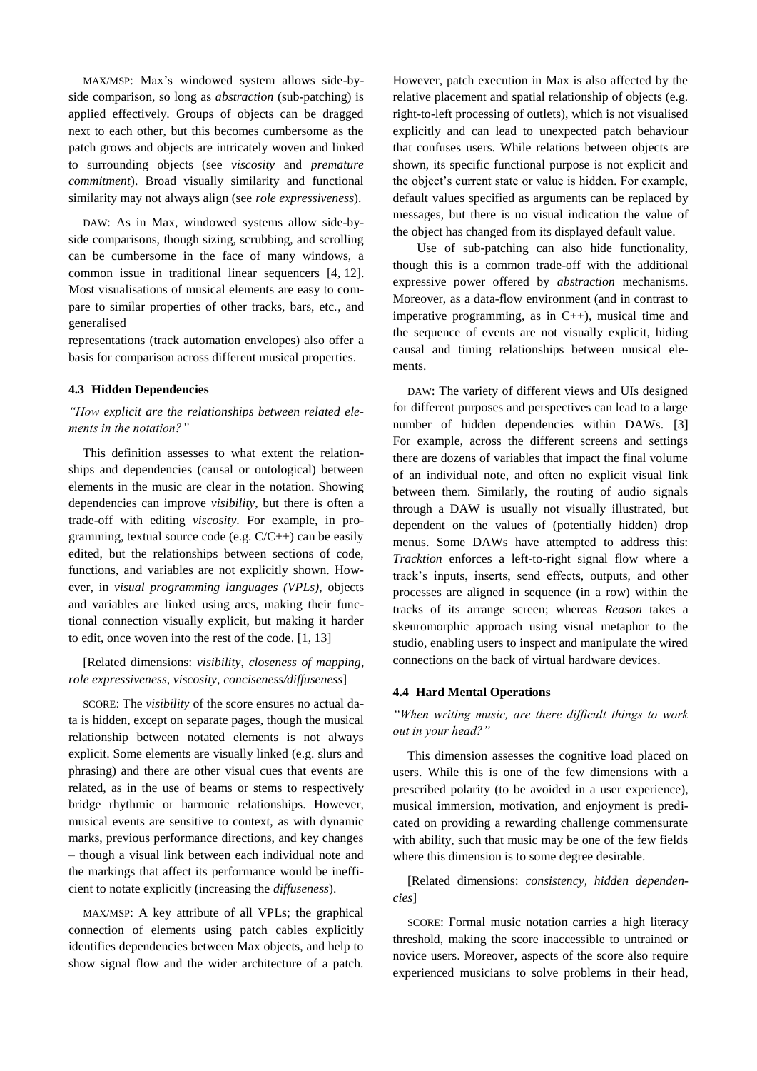MAX/MSP: Max's windowed system allows side-by-side comparison, so long as *abstraction* (sub-patching) is applied effectively. Groups of objects can be dragged next to each other, but this becomes cumbersome as the patch grows and objects are intricately woven and linked to surrounding objects (see *viscosity* and *premature commitment*). Broad visually similarity and functional similarity may not always align (see *role expressiveness*).

DAW: As in Max, windowed systems allow side-by-side comparisons, though sizing, scrubbing, and scrolling can be cumbersome in the face of many windows, a common issue in traditional linear sequencers [4, 12]. Most visualisations of musical elements are easy to compare to similar properties of other tracks, bars, etc., and generalised representations (track automation envelopes) also offer a basis for comparison across different musical properties.

### 4.3 Hidden Dependencies

*"How explicit are the relationships between related elements in the notation?"*

This definition assesses to what extent the relationships and dependencies (causal or ontological) between elements in the music are clear in the notation. Showing dependencies can improve *visibility*, but there is often a trade-off with editing *viscosity*. For example, in programming, textual source code (e.g. C/C++) can be easily edited, but the relationships between sections of code, functions, and variables are not explicitly shown. However, in *visual programming languages (VPLs)*, objects and variables are linked using arcs, making their functional connection visually explicit, but making it harder to edit, once woven into the rest of the code. [1, 13]

[Related dimensions: *visibility, closeness of mapping, role expressiveness, viscosity, conciseness/diffuseness*]

SCORE: The *visibility* of the score ensures no actual data is hidden, except on separate pages, though the musical relationship between notated elements is not always explicit. Some elements are visually linked (e.g. slurs and phrasing) and there are other visual cues that events are related, as in the use of beams or stems to respectively bridge rhythmic or harmonic relationships. However, musical events are sensitive to context, as with dynamic marks, previous performance directions, and key changes – though a visual link between each individual note and the markings that affect its performance would be inefficient to notate explicitly (increasing the *diffuseness*).

MAX/MSP: A key attribute of all VPLs; the graphical connection of elements using patch cables explicitly identifies dependencies between Max objects, and help to show signal flow and the wider architecture of a patch. However, patch execution in Max is also affected by the relative placement and spatial relationship of objects (e.g. right-to-left processing of outlets), which is not visualised explicitly and can lead to unexpected patch behaviour that confuses users. While relations between objects are shown, its specific functional purpose is not explicit and the object's current state or value is hidden. For example, default values specified as arguments can be replaced by messages, but there is no visual indication the value of the object has changed from its displayed default value.

Use of sub-patching can also hide functionality, though this is a common trade-off with the additional expressive power offered by *abstraction* mechanisms. Moreover, as a data-flow environment (and in contrast to imperative programming, as in C++), musical time and the sequence of events are not visually explicit, hiding causal and timing relationships between musical elements.

DAW: The variety of different views and UIs designed for different purposes and perspectives can lead to a large number of hidden dependencies within DAWs. [3] For example, across the different screens and settings there are dozens of variables that impact the final volume of an individual note, and often no explicit visual link between them. Similarly, the routing of audio signals through a DAW is usually not visually illustrated, but dependent on the values of (potentially hidden) drop menus. Some DAWs have attempted to address this: *Tracktion* enforces a left-to-right signal flow where a track's inputs, inserts, send effects, outputs, and other processes are aligned in sequence (in a row) within the tracks of its arrange screen; whereas *Reason* takes a skeuromorphic approach using visual metaphor to the studio, enabling users to inspect and manipulate the wired connections on the back of virtual hardware devices.

### 4.4 Hard Mental Operations

*"When writing music, are there difficult things to work out in your head?"*

This dimension assesses the cognitive load placed on users. While this is one of the few dimensions with a prescribed polarity (to be avoided in a user experience), musical immersion, motivation, and enjoyment is predicated on providing a rewarding challenge commensurate with ability, such that music may be one of the few fields where this dimension is to some degree desirable.

[Related dimensions: *consistency, hidden dependencies*]

SCORE: Formal music notation carries a high literacy threshold, making the score inaccessible to untrained or novice users. Moreover, aspects of the score also require experienced musicians to solve problems in their head,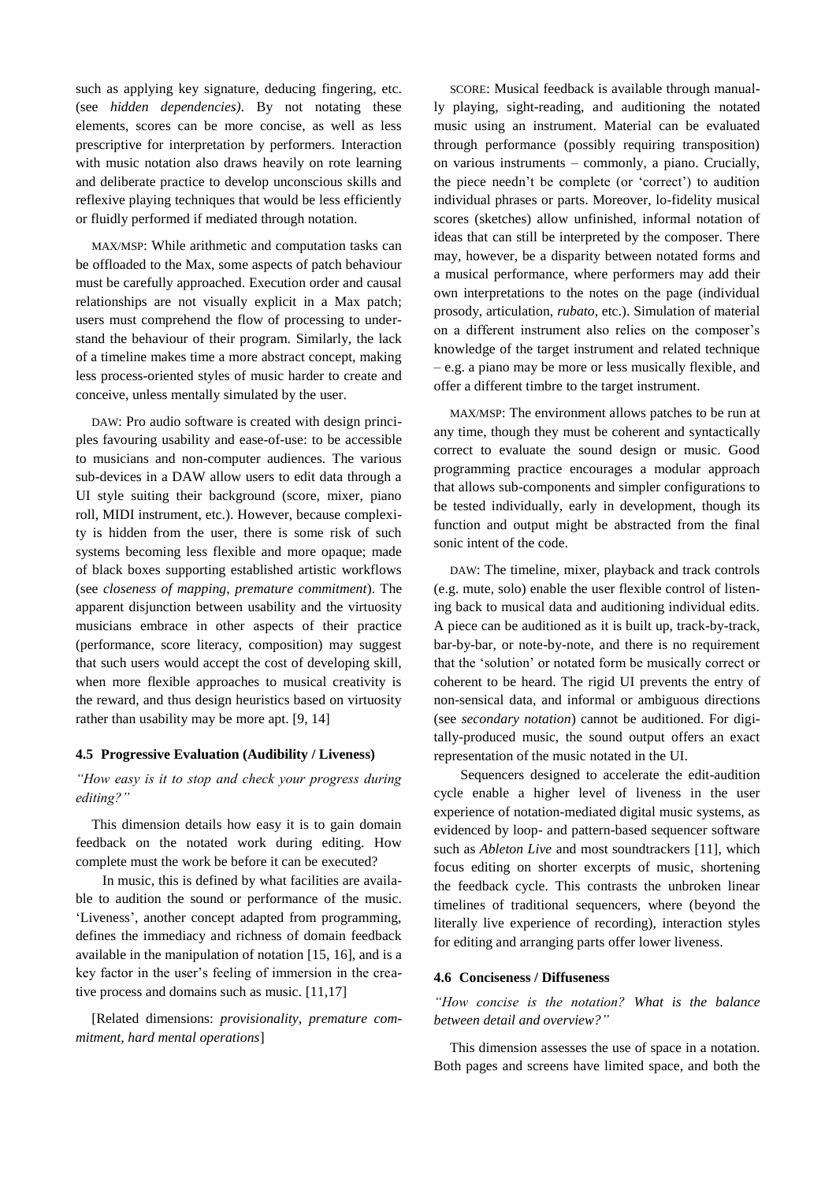such as applying key signature, deducing fingering, etc. (see *hidden dependencies)*. By not notating these elements, scores can be more concise, as well as less prescriptive for interpretation by performers. Interaction with music notation also draws heavily on rote learning and deliberate practice to develop unconscious skills and reflexive playing techniques that would be less efficiently or fluidly performed if mediated through notation.

MAX/MSP: While arithmetic and computation tasks can be offloaded to the Max, some aspects of patch behaviour must be carefully approached. Execution order and causal relationships are not visually explicit in a Max patch; users must comprehend the flow of processing to understand the behaviour of their program. Similarly, the lack of a timeline makes time a more abstract concept, making less process-oriented styles of music harder to create and conceive, unless mentally simulated by the user.

DAW: Pro audio software is created with design principles favouring usability and ease-of-use: to be accessible to musicians and non-computer audiences. The various sub-devices in a DAW allow users to edit data through a UI style suiting their background (score, mixer, piano roll, MIDI instrument, etc.). However, because complexity is hidden from the user, there is some risk of such systems becoming less flexible and more opaque; made of black boxes supporting established artistic workflows (see *closeness of mapping*, *premature commitment*). The apparent disjunction between usability and the virtuosity musicians embrace in other aspects of their practice (performance, score literacy, composition) may suggest that such users would accept the cost of developing skill, when more flexible approaches to musical creativity is the reward, and thus design heuristics based on virtuosity rather than usability may be more apt. [9, 14]

### 4.5 Progressive Evaluation (Audibility / Liveness)

*"How easy is it to stop and check your progress during editing?"*

This dimension details how easy it is to gain domain feedback on the notated work during editing. How complete must the work be before it can be executed?

In music, this is defined by what facilities are available to audition the sound or performance of the music. 'Liveness', another concept adapted from programming, defines the immediacy and richness of domain feedback available in the manipulation of notation [15, 16], and is a key factor in the user's feeling of immersion in the creative process and domains such as music. [11,17]

[Related dimensions: *provisionality*, *premature commitment*, *hard mental operations*]

SCORE: Musical feedback is available through manually playing, sight-reading, and auditioning the notated music using an instrument. Material can be evaluated through performance (possibly requiring transposition) on various instruments – commonly, a piano. Crucially, the piece needn't be complete (or 'correct') to audition individual phrases or parts. Moreover, lo-fidelity musical scores (sketches) allow unfinished, informal notation of ideas that can still be interpreted by the composer. There may, however, be a disparity between notated forms and a musical performance, where performers may add their own interpretations to the notes on the page (individual prosody, articulation, *rubato*, etc.). Simulation of material on a different instrument also relies on the composer's knowledge of the target instrument and related technique – e.g. a piano may be more or less musically flexible, and offer a different timbre to the target instrument.

MAX/MSP: The environment allows patches to be run at any time, though they must be coherent and syntactically correct to evaluate the sound design or music. Good programming practice encourages a modular approach that allows sub-components and simpler configurations to be tested individually, early in development, though its function and output might be abstracted from the final sonic intent of the code.

DAW: The timeline, mixer, playback and track controls (e.g. mute, solo) enable the user flexible control of listening back to musical data and auditioning individual edits. A piece can be auditioned as it is built up, track-by-track, bar-by-bar, or note-by-note, and there is no requirement that the 'solution' or notated form be musically correct or coherent to be heard. The rigid UI prevents the entry of non-sensical data, and informal or ambiguous directions (see *secondary notation*) cannot be auditioned. For digitally-produced music, the sound output offers an exact representation of the music notated in the UI.

Sequencers designed to accelerate the edit-audition cycle enable a higher level of liveness in the user experience of notation-mediated digital music systems, as evidenced by loop- and pattern-based sequencer software such as *Ableton Live* and most soundtrackers [11], which focus editing on shorter excerpts of music, shortening the feedback cycle. This contrasts the unbroken linear timelines of traditional sequencers, where (beyond the literally live experience of recording), interaction styles for editing and arranging parts offer lower liveness.

### 4.6 Conciseness / Diffuseness

*"How concise is the notation? What is the balance between detail and overview?"*

This dimension assesses the use of space in a notation. Both pages and screens have limited space, and both the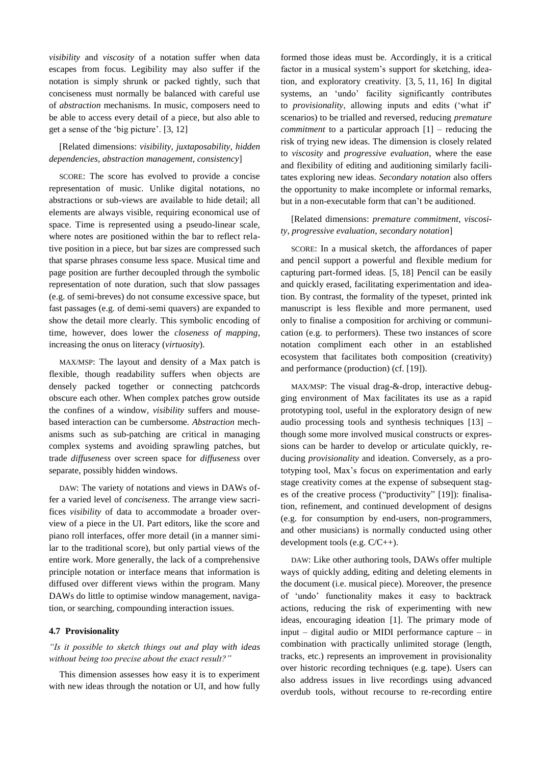*visibility* and *viscosity* of a notation suffer when data escapes from focus. Legibility may also suffer if the notation is simply shrunk or packed tightly, such that conciseness must normally be balanced with careful use of *abstraction* mechanisms. In music, composers need to be able to access every detail of a piece, but also able to get a sense of the 'big picture'. [3, 12]

[Related dimensions: *visibility, juxtaposability, hidden dependencies, abstraction management, consistency*]

SCORE: The score has evolved to provide a concise representation of music. Unlike digital notations, no abstractions or sub-views are available to hide detail; all elements are always visible, requiring economical use of space. Time is represented using a pseudo-linear scale, where notes are positioned within the bar to reflect relative position in a piece, but bar sizes are compressed such that sparse phrases consume less space. Musical time and page position are further decoupled through the symbolic representation of note duration, such that slow passages (e.g. of semi-breves) do not consume excessive space, but fast passages (e.g. of demi-semi quavers) are expanded to show the detail more clearly. This symbolic encoding of time, however, does lower the *closeness of mapping*, increasing the onus on literacy (*virtuosity*).

MAX/MSP: The layout and density of a Max patch is flexible, though readability suffers when objects are densely packed together or connecting patchcords obscure each other. When complex patches grow outside the confines of a window, *visibility* suffers and mouse-based interaction can be cumbersome. *Abstraction* mechanisms such as sub-patching are critical in managing complex systems and avoiding sprawling patches, but trade *diffuseness* over screen space for *diffuseness* over separate, possibly hidden windows.

DAW: The variety of notations and views in DAWs offer a varied level of *conciseness*. The arrange view sacrifices *visibility* of data to accommodate a broader overview of a piece in the UI. Part editors, like the score and piano roll interfaces, offer more detail (in a manner similar to the traditional score), but only partial views of the entire work. More generally, the lack of a comprehensive principle notation or interface means that information is diffused over different views within the program. Many DAWs do little to optimise window management, navigation, or searching, compounding interaction issues.

### 4.7 Provisionality

*"Is it possible to sketch things out and play with ideas without being too precise about the exact result?"*

This dimension assesses how easy it is to experiment with new ideas through the notation or UI, and how fully formed those ideas must be. Accordingly, it is a critical factor in a musical system's support for sketching, ideation, and exploratory creativity. [3, 5, 11, 16] In digital systems, an 'undo' facility significantly contributes to *provisionality*, allowing inputs and edits ('what if' scenarios) to be trialled and reversed, reducing *premature commitment* to a particular approach [1] – reducing the risk of trying new ideas. The dimension is closely related to *viscosity* and *progressive evaluation*, where the ease and flexibility of editing and auditioning similarly facilitates exploring new ideas. *Secondary notation* also offers the opportunity to make incomplete or informal remarks, but in a non-executable form that can't be auditioned.

[Related dimensions: *premature commitment, viscosity, progressive evaluation, secondary notation*]

SCORE: In a musical sketch, the affordances of paper and pencil support a powerful and flexible medium for capturing part-formed ideas. [5, 18] Pencil can be easily and quickly erased, facilitating experimentation and ideation. By contrast, the formality of the typeset, printed ink manuscript is less flexible and more permanent, used only to finalise a composition for archiving or communication (e.g. to performers). These two instances of score notation compliment each other in an established ecosystem that facilitates both composition (creativity) and performance (production) (cf. [19]).

MAX/MSP: The visual drag-&-drop, interactive debugging environment of Max facilitates its use as a rapid prototyping tool, useful in the exploratory design of new audio processing tools and synthesis techniques [13] – though some more involved musical constructs or expressions can be harder to develop or articulate quickly, reducing *provisionality* and ideation. Conversely, as a prototyping tool, Max's focus on experimentation and early stage creativity comes at the expense of subsequent stages of the creative process ("productivity" [19]): finalisation, refinement, and continued development of designs (e.g. for consumption by end-users, non-programmers, and other musicians) is normally conducted using other development tools (e.g. C/C++).

DAW: Like other authoring tools, DAWs offer multiple ways of quickly adding, editing and deleting elements in the document (i.e. musical piece). Moreover, the presence of 'undo' functionality makes it easy to backtrack actions, reducing the risk of experimenting with new ideas, encouraging ideation [1]. The primary mode of input – digital audio or MIDI performance capture – in combination with practically unlimited storage (length, tracks, etc.) represents an improvement in provisionality over historic recording techniques (e.g. tape). Users can also address issues in live recordings using advanced overdub tools, without recourse to re-recording entire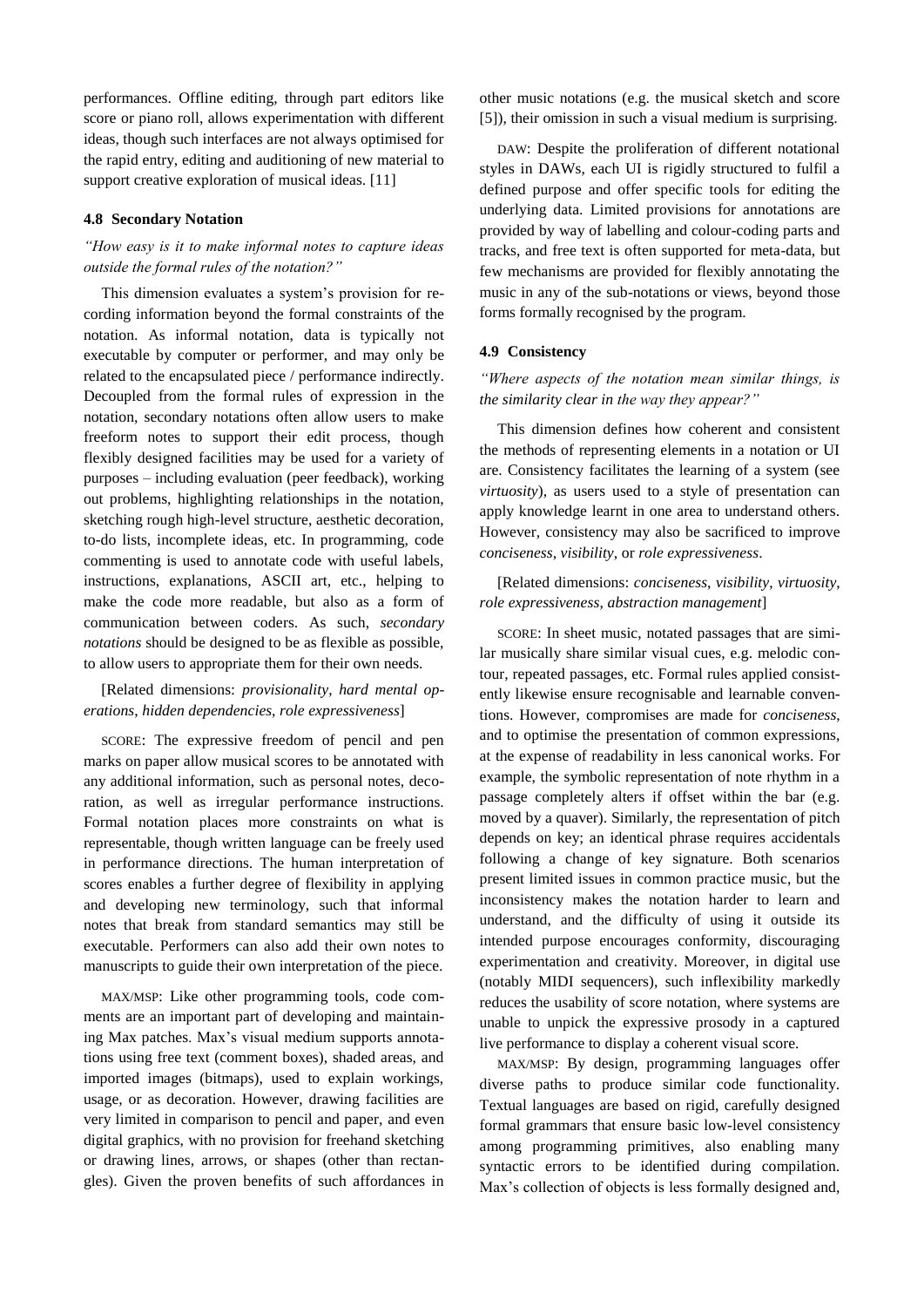performances. Offline editing, through part editors like score or piano roll, allows experimentation with different ideas, though such interfaces are not always optimised for the rapid entry, editing and auditioning of new material to support creative exploration of musical ideas. [11]

### 4.8 Secondary Notation

*"How easy is it to make informal notes to capture ideas outside the formal rules of the notation?"*

This dimension evaluates a system's provision for recording information beyond the formal constraints of the notation. As informal notation, data is typically not executable by computer or performer, and may only be related to the encapsulated piece / performance indirectly. Decoupled from the formal rules of expression in the notation, secondary notations often allow users to make freeform notes to support their edit process, though flexibly designed facilities may be used for a variety of purposes – including evaluation (peer feedback), working out problems, highlighting relationships in the notation, sketching rough high-level structure, aesthetic decoration, to-do lists, incomplete ideas, etc. In programming, code commenting is used to annotate code with useful labels, instructions, explanations, ASCII art, etc., helping to make the code more readable, but also as a form of communication between coders. As such, *secondary notations* should be designed to be as flexible as possible, to allow users to appropriate them for their own needs.

[Related dimensions: *provisionality*, *hard mental operations*, *hidden dependencies*, *role expressiveness*]

SCORE: The expressive freedom of pencil and pen marks on paper allow musical scores to be annotated with any additional information, such as personal notes, decoration, as well as irregular performance instructions. Formal notation places more constraints on what is representable, though written language can be freely used in performance directions. The human interpretation of scores enables a further degree of flexibility in applying and developing new terminology, such that informal notes that break from standard semantics may still be executable. Performers can also add their own notes to manuscripts to guide their own interpretation of the piece.

MAX/MSP: Like other programming tools, code comments are an important part of developing and maintaining Max patches. Max's visual medium supports annotations using free text (comment boxes), shaded areas, and imported images (bitmaps), used to explain workings, usage, or as decoration. However, drawing facilities are very limited in comparison to pencil and paper, and even digital graphics, with no provision for freehand sketching or drawing lines, arrows, or shapes (other than rectangles). Given the proven benefits of such affordances in other music notations (e.g. the musical sketch and score [5]), their omission in such a visual medium is surprising.

DAW: Despite the proliferation of different notational styles in DAWs, each UI is rigidly structured to fulfil a defined purpose and offer specific tools for editing the underlying data. Limited provisions for annotations are provided by way of labelling and colour-coding parts and tracks, and free text is often supported for meta-data, but few mechanisms are provided for flexibly annotating the music in any of the sub-notations or views, beyond those forms formally recognised by the program.

### 4.9 Consistency

*"Where aspects of the notation mean similar things, is the similarity clear in the way they appear?"*

This dimension defines how coherent and consistent the methods of representing elements in a notation or UI are. Consistency facilitates the learning of a system (see *virtuosity*), as users used to a style of presentation can apply knowledge learnt in one area to understand others. However, consistency may also be sacrificed to improve *conciseness*, *visibility*, or *role expressiveness*.

[Related dimensions: *conciseness*, *visibility*, *virtuosity*, *role expressiveness*, *abstraction management*]

SCORE: In sheet music, notated passages that are similar musically share similar visual cues, e.g. melodic contour, repeated passages, etc. Formal rules applied consistently likewise ensure recognisable and learnable conventions. However, compromises are made for *conciseness*, and to optimise the presentation of common expressions, at the expense of readability in less canonical works. For example, the symbolic representation of note rhythm in a passage completely alters if offset within the bar (e.g. moved by a quaver). Similarly, the representation of pitch depends on key; an identical phrase requires accidentals following a change of key signature. Both scenarios present limited issues in common practice music, but the inconsistency makes the notation harder to learn and understand, and the difficulty of using it outside its intended purpose encourages conformity, discouraging experimentation and creativity. Moreover, in digital use (notably MIDI sequencers), such inflexibility markedly reduces the usability of score notation, where systems are unable to unpick the expressive prosody in a captured live performance to display a coherent visual score.

MAX/MSP: By design, programming languages offer diverse paths to produce similar code functionality. Textual languages are based on rigid, carefully designed formal grammars that ensure basic low-level consistency among programming primitives, also enabling many syntactic errors to be identified during compilation. Max's collection of objects is less formally designed and,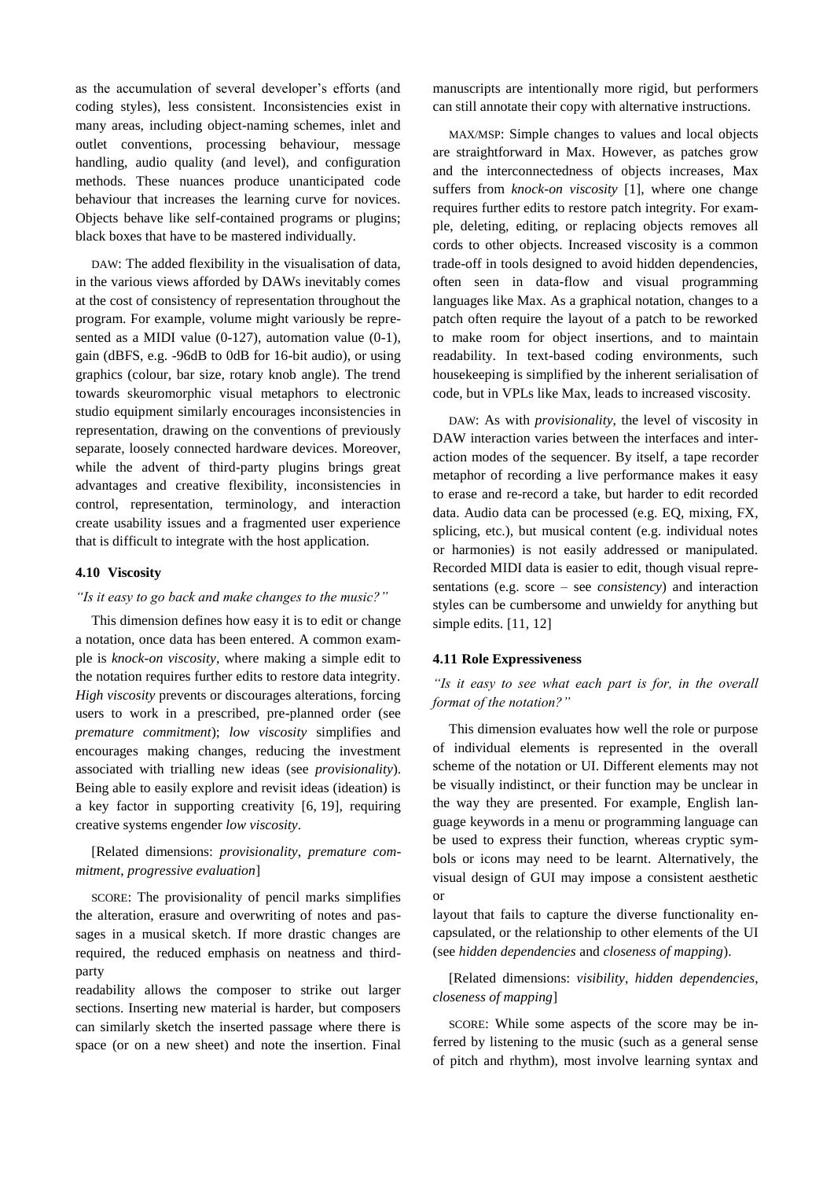as the accumulation of several developer's efforts (and coding styles), less consistent. Inconsistencies exist in many areas, including object-naming schemes, inlet and outlet conventions, processing behaviour, message handling, audio quality (and level), and configuration methods. These nuances produce unanticipated code behaviour that increases the learning curve for novices. Objects behave like self-contained programs or plugins; black boxes that have to be mastered individually.

DAW: The added flexibility in the visualisation of data, in the various views afforded by DAWs inevitably comes at the cost of consistency of representation throughout the program. For example, volume might variously be represented as a MIDI value (0-127), automation value (0-1), gain (dBFS, e.g. -96dB to 0dB for 16-bit audio), or using graphics (colour, bar size, rotary knob angle). The trend towards skeuromorphic visual metaphors to electronic studio equipment similarly encourages inconsistencies in representation, drawing on the conventions of previously separate, loosely connected hardware devices. Moreover, while the advent of third-party plugins brings great advantages and creative flexibility, inconsistencies in control, representation, terminology, and interaction create usability issues and a fragmented user experience that is difficult to integrate with the host application.

### 4.10 Viscosity

*"Is it easy to go back and make changes to the music?"*

This dimension defines how easy it is to edit or change a notation, once data has been entered. A common example is *knock-on viscosity*, where making a simple edit to the notation requires further edits to restore data integrity. *High viscosity* prevents or discourages alterations, forcing users to work in a prescribed, pre-planned order (see *premature commitment*); *low viscosity* simplifies and encourages making changes, reducing the investment associated with trialling new ideas (see *provisionality*). Being able to easily explore and revisit ideas (ideation) is a key factor in supporting creativity [6, 19], requiring creative systems engender *low viscosity*.

[Related dimensions: *provisionality*, *premature commitment*, *progressive evaluation*]

SCORE: The provisionality of pencil marks simplifies the alteration, erasure and overwriting of notes and passages in a musical sketch. If more drastic changes are required, the reduced emphasis on neatness and third-party readability allows the composer to strike out larger sections. Inserting new material is harder, but composers can similarly sketch the inserted passage where there is space (or on a new sheet) and note the insertion. Final manuscripts are intentionally more rigid, but performers can still annotate their copy with alternative instructions.

MAX/MSP: Simple changes to values and local objects are straightforward in Max. However, as patches grow and the interconnectedness of objects increases, Max suffers from *knock-on viscosity* [1], where one change requires further edits to restore patch integrity. For example, deleting, editing, or replacing objects removes all cords to other objects. Increased viscosity is a common trade-off in tools designed to avoid hidden dependencies, often seen in data-flow and visual programming languages like Max. As a graphical notation, changes to a patch often require the layout of a patch to be reworked to make room for object insertions, and to maintain readability. In text-based coding environments, such housekeeping is simplified by the inherent serialisation of code, but in VPLs like Max, leads to increased viscosity.

DAW: As with *provisionality*, the level of viscosity in DAW interaction varies between the interfaces and interaction modes of the sequencer. By itself, a tape recorder metaphor of recording a live performance makes it easy to erase and re-record a take, but harder to edit recorded data. Audio data can be processed (e.g. EQ, mixing, FX, splicing, etc.), but musical content (e.g. individual notes or harmonies) is not easily addressed or manipulated. Recorded MIDI data is easier to edit, though visual representations (e.g. score – see *consistency*) and interaction styles can be cumbersome and unwieldy for anything but simple edits. [11, 12]

### 4.11 Role Expressiveness

*"Is it easy to see what each part is for, in the overall format of the notation?"*

This dimension evaluates how well the role or purpose of individual elements is represented in the overall scheme of the notation or UI. Different elements may not be visually indistinct, or their function may be unclear in the way they are presented. For example, English language keywords in a menu or programming language can be used to express their function, whereas cryptic symbols or icons may need to be learnt. Alternatively, the visual design of GUI may impose a consistent aesthetic or layout that fails to capture the diverse functionality encapsulated, or the relationship to other elements of the UI (see *hidden dependencies* and *closeness of mapping*).

[Related dimensions: *visibility*, *hidden dependencies*, *closeness of mapping*]

SCORE: While some aspects of the score may be inferred by listening to the music (such as a general sense of pitch and rhythm), most involve learning syntax and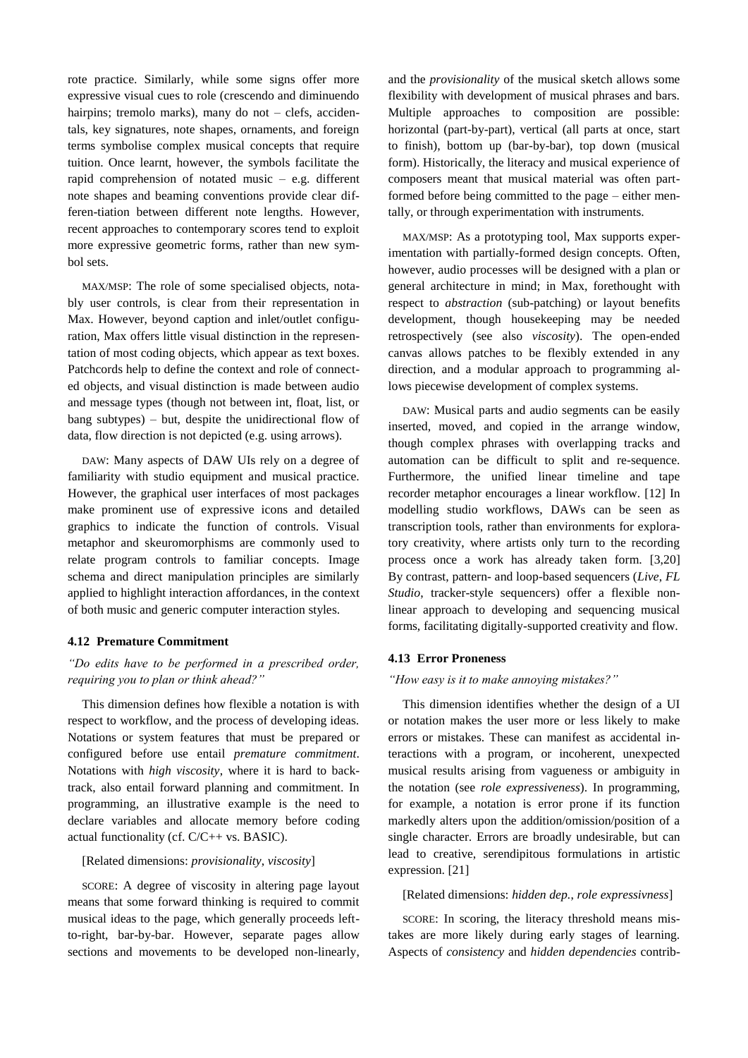rote practice. Similarly, while some signs offer more expressive visual cues to role (crescendo and diminuendo hairpins; tremolo marks), many do not – clefs, accidentals, key signatures, note shapes, ornaments, and foreign terms symbolise complex musical concepts that require tuition. Once learnt, however, the symbols facilitate the rapid comprehension of notated music – e.g. different note shapes and beaming conventions provide clear differen-tiation between different note lengths. However, recent approaches to contemporary scores tend to exploit more expressive geometric forms, rather than new symbol sets.

MAX/MSP: The role of some specialised objects, notably user controls, is clear from their representation in Max. However, beyond caption and inlet/outlet configuration, Max offers little visual distinction in the representation of most coding objects, which appear as text boxes. Patchcords help to define the context and role of connected objects, and visual distinction is made between audio and message types (though not between int, float, list, or bang subtypes) – but, despite the unidirectional flow of data, flow direction is not depicted (e.g. using arrows).

DAW: Many aspects of DAW UIs rely on a degree of familiarity with studio equipment and musical practice. However, the graphical user interfaces of most packages make prominent use of expressive icons and detailed graphics to indicate the function of controls. Visual metaphor and skeuromorphisms are commonly used to relate program controls to familiar concepts. Image schema and direct manipulation principles are similarly applied to highlight interaction affordances, in the context of both music and generic computer interaction styles.

### 4.12 Premature Commitment

*"Do edits have to be performed in a prescribed order, requiring you to plan or think ahead?"*

This dimension defines how flexible a notation is with respect to workflow, and the process of developing ideas. Notations or system features that must be prepared or configured before use entail *premature commitment*. Notations with *high viscosity*, where it is hard to backtrack, also entail forward planning and commitment. In programming, an illustrative example is the need to declare variables and allocate memory before coding actual functionality (cf. C/C++ vs. BASIC).

[Related dimensions: *provisionality*, *viscosity*]

SCORE: A degree of viscosity in altering page layout means that some forward thinking is required to commit musical ideas to the page, which generally proceeds left-to-right, bar-by-bar. However, separate pages allow sections and movements to be developed non-linearly, and the *provisionality* of the musical sketch allows some flexibility with development of musical phrases and bars. Multiple approaches to composition are possible: horizontal (part-by-part), vertical (all parts at once, start to finish), bottom up (bar-by-bar), top down (musical form). Historically, the literacy and musical experience of composers meant that musical material was often part-formed before being committed to the page – either mentally, or through experimentation with instruments.

MAX/MSP: As a prototyping tool, Max supports experimentation with partially-formed design concepts. Often, however, audio processes will be designed with a plan or general architecture in mind; in Max, forethought with respect to *abstraction* (sub-patching) or layout benefits development, though housekeeping may be needed retrospectively (see also *viscosity*). The open-ended canvas allows patches to be flexibly extended in any direction, and a modular approach to programming allows piecewise development of complex systems.

DAW: Musical parts and audio segments can be easily inserted, moved, and copied in the arrange window, though complex phrases with overlapping tracks and automation can be difficult to split and re-sequence. Furthermore, the unified linear timeline and tape recorder metaphor encourages a linear workflow. [12] In modelling studio workflows, DAWs can be seen as transcription tools, rather than environments for exploratory creativity, where artists only turn to the recording process once a work has already taken form. [3,20] By contrast, pattern- and loop-based sequencers (*Live*, *FL Studio*, tracker-style sequencers) offer a flexible non-linear approach to developing and sequencing musical forms, facilitating digitally-supported creativity and flow.

### 4.13 Error Proneness

*"How easy is it to make annoying mistakes?"*

This dimension identifies whether the design of a UI or notation makes the user more or less likely to make errors or mistakes. These can manifest as accidental interactions with a program, or incoherent, unexpected musical results arising from vagueness or ambiguity in the notation (see *role expressiveness*). In programming, for example, a notation is error prone if its function markedly alters upon the addition/omission/position of a single character. Errors are broadly undesirable, but can lead to creative, serendipitous formulations in artistic expression. [21]

[Related dimensions: *hidden dep.*, *role expressivness*]

SCORE: In scoring, the literacy threshold means mistakes are more likely during early stages of learning. Aspects of *consistency* and *hidden dependencies* contrib-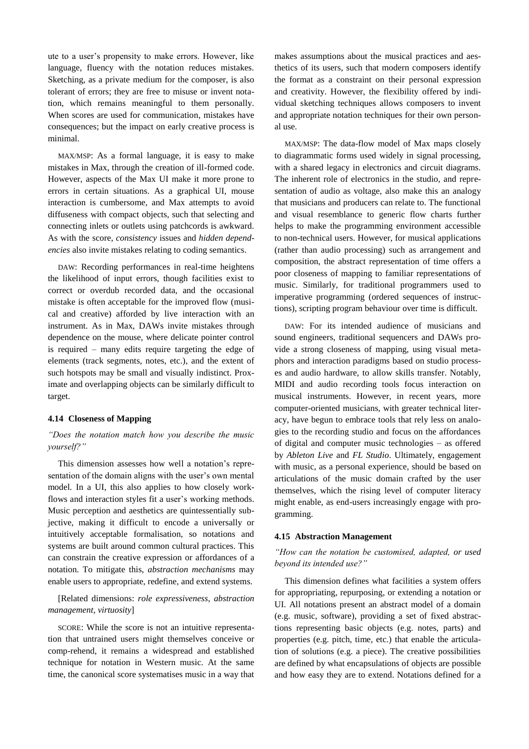ute to a user's propensity to make errors. However, like language, fluency with the notation reduces mistakes. Sketching, as a private medium for the composer, is also tolerant of errors; they are free to misuse or invent notation, which remains meaningful to them personally. When scores are used for communication, mistakes have consequences; but the impact on early creative process is minimal.

MAX/MSP: As a formal language, it is easy to make mistakes in Max, through the creation of ill-formed code. However, aspects of the Max UI make it more prone to errors in certain situations. As a graphical UI, mouse interaction is cumbersome, and Max attempts to avoid diffuseness with compact objects, such that selecting and connecting inlets or outlets using patchcords is awkward. As with the score, *consistency* issues and *hidden dependencies* also invite mistakes relating to coding semantics.

DAW: Recording performances in real-time heightens the likelihood of input errors, though facilities exist to correct or overdub recorded data, and the occasional mistake is often acceptable for the improved flow (musical and creative) afforded by live interaction with an instrument. As in Max, DAWs invite mistakes through dependence on the mouse, where delicate pointer control is required – many edits require targeting the edge of elements (track segments, notes, etc.), and the extent of such hotspots may be small and visually indistinct. Proximate and overlapping objects can be similarly difficult to target.

### 4.14 Closeness of Mapping

*"Does the notation match how you describe the music yourself?"*

This dimension assesses how well a notation's representation of the domain aligns with the user's own mental model. In a UI, this also applies to how closely workflows and interaction styles fit a user's working methods. Music perception and aesthetics are quintessentially subjective, making it difficult to encode a universally or intuitively acceptable formalisation, so notations and systems are built around common cultural practices. This can constrain the creative expression or affordances of a notation. To mitigate this, *abstraction mechanisms* may enable users to appropriate, redefine, and extend systems.

[Related dimensions: *role expressiveness*, *abstraction management*, *virtuosity*]

SCORE: While the score is not an intuitive representation that untrained users might themselves conceive or comp-rehend, it remains a widespread and established technique for notation in Western music. At the same time, the canonical score systematises music in a way that makes assumptions about the musical practices and aesthetics of its users, such that modern composers identify the format as a constraint on their personal expression and creativity. However, the flexibility offered by individual sketching techniques allows composers to invent and appropriate notation techniques for their own personal use.

MAX/MSP: The data-flow model of Max maps closely to diagrammatic forms used widely in signal processing, with a shared legacy in electronics and circuit diagrams. The inherent role of electronics in the studio, and representation of audio as voltage, also make this an analogy that musicians and producers can relate to. The functional and visual resemblance to generic flow charts further helps to make the programming environment accessible to non-technical users. However, for musical applications (rather than audio processing) such as arrangement and composition, the abstract representation of time offers a poor closeness of mapping to familiar representations of music. Similarly, for traditional programmers used to imperative programming (ordered sequences of instructions), scripting program behaviour over time is difficult.

DAW: For its intended audience of musicians and sound engineers, traditional sequencers and DAWs provide a strong closeness of mapping, using visual metaphors and interaction paradigms based on studio processes and audio hardware, to allow skills transfer. Notably, MIDI and audio recording tools focus interaction on musical instruments. However, in recent years, more computer-oriented musicians, with greater technical literacy, have begun to embrace tools that rely less on analogies to the recording studio and focus on the affordances of digital and computer music technologies – as offered by *Ableton Live* and *FL Studio*. Ultimately, engagement with music, as a personal experience, should be based on articulations of the music domain crafted by the user themselves, which the rising level of computer literacy might enable, as end-users increasingly engage with programming.

### 4.15 Abstraction Management

*"How can the notation be customised, adapted, or used beyond its intended use?"*

This dimension defines what facilities a system offers for appropriating, repurposing, or extending a notation or UI. All notations present an abstract model of a domain (e.g. music, software), providing a set of fixed abstractions representing basic objects (e.g. notes, parts) and properties (e.g. pitch, time, etc.) that enable the articulation of solutions (e.g. a piece). The creative possibilities are defined by what encapsulations of objects are possible and how easy they are to extend. Notations defined for a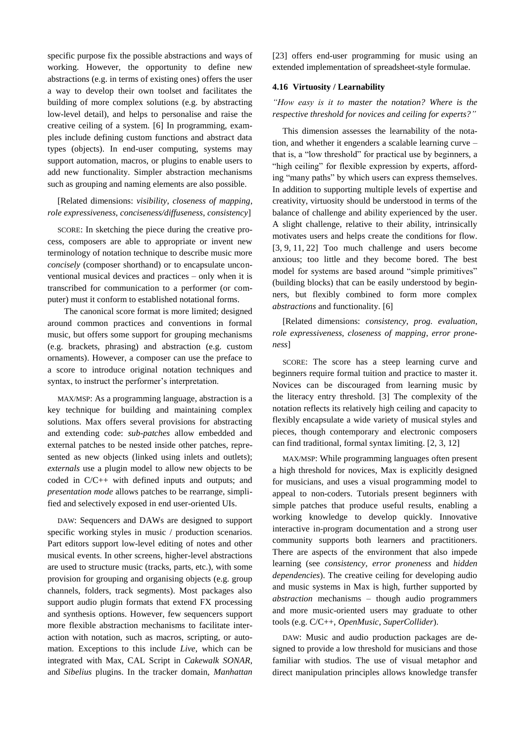specific purpose fix the possible abstractions and ways of working. However, the opportunity to define new abstractions (e.g. in terms of existing ones) offers the user a way to develop their own toolset and facilitates the building of more complex solutions (e.g. by abstracting low-level detail), and helps to personalise and raise the creative ceiling of a system. [6] In programming, examples include defining custom functions and abstract data types (objects). In end-user computing, systems may support automation, macros, or plugins to enable users to add new functionality. Simpler abstraction mechanisms such as grouping and naming elements are also possible.

[Related dimensions: *visibility*, *closeness of mapping*, *role expressiveness*, *conciseness/diffuseness*, *consistency*]

SCORE: In sketching the piece during the creative process, composers are able to appropriate or invent new terminology of notation technique to describe music more *concisely* (composer shorthand) or to encapsulate unconventional musical devices and practices – only when it is transcribed for communication to a performer (or computer) must it conform to established notational forms.

The canonical score format is more limited; designed around common practices and conventions in formal music, but offers some support for grouping mechanisms (e.g. brackets, phrasing) and abstraction (e.g. custom ornaments). However, a composer can use the preface to a score to introduce original notation techniques and syntax, to instruct the performer's interpretation.

MAX/MSP: As a programming language, abstraction is a key technique for building and maintaining complex solutions. Max offers several provisions for abstracting and extending code: *sub-patches* allow embedded and external patches to be nested inside other patches, represented as new objects (linked using inlets and outlets); *externals* use a plugin model to allow new objects to be coded in C/C++ with defined inputs and outputs; and *presentation mode* allows patches to be rearrange, simplified and selectively exposed in end user-oriented UIs.

DAW: Sequencers and DAWs are designed to support specific working styles in music / production scenarios. Part editors support low-level editing of notes and other musical events. In other screens, higher-level abstractions are used to structure music (tracks, parts, etc.), with some provision for grouping and organising objects (e.g. group channels, folders, track segments). Most packages also support audio plugin formats that extend FX processing and synthesis options. However, few sequencers support more flexible abstraction mechanisms to facilitate interaction with notation, such as macros, scripting, or automation. Exceptions to this include *Live*, which can be integrated with Max, CAL Script in *Cakewalk SONAR*, and *Sibelius* plugins. In the tracker domain, *Manhattan* [23] offers end-user programming for music using an extended implementation of spreadsheet-style formulae.

### 4.16 Virtuosity / Learnability

*"How easy is it to master the notation? Where is the respective threshold for novices and ceiling for experts?"*

This dimension assesses the learnability of the notation, and whether it engenders a scalable learning curve – that is, a "low threshold" for practical use by beginners, a "high ceiling" for flexible expression by experts, affording "many paths" by which users can express themselves. In addition to supporting multiple levels of expertise and creativity, virtuosity should be understood in terms of the balance of challenge and ability experienced by the user. A slight challenge, relative to their ability, intrinsically motivates users and helps create the conditions for flow. [3, 9, 11, 22] Too much challenge and users become anxious; too little and they become bored. The best model for systems are based around "simple primitives" (building blocks) that can be easily understood by beginners, but flexibly combined to form more complex *abstractions* and functionality. [6]

[Related dimensions: *consistency*, *prog. evaluation*, *role expressiveness*, *closeness of mapping*, *error proneness*]

SCORE: The score has a steep learning curve and beginners require formal tuition and practice to master it. Novices can be discouraged from learning music by the literacy entry threshold. [3] The complexity of the notation reflects its relatively high ceiling and capacity to flexibly encapsulate a wide variety of musical styles and pieces, though contemporary and electronic composers can find traditional, formal syntax limiting. [2, 3, 12]

MAX/MSP: While programming languages often present a high threshold for novices, Max is explicitly designed for musicians, and uses a visual programming model to appeal to non-coders. Tutorials present beginners with simple patches that produce useful results, enabling a working knowledge to develop quickly. Innovative interactive in-program documentation and a strong user community supports both learners and practitioners. There are aspects of the environment that also impede learning (see *consistency*, *error proneness* and *hidden dependencies*). The creative ceiling for developing audio and music systems in Max is high, further supported by *abstraction* mechanisms – though audio programmers and more music-oriented users may graduate to other tools (e.g. C/C++, *OpenMusic*, *SuperCollider*).

DAW: Music and audio production packages are designed to provide a low threshold for musicians and those familiar with studios. The use of visual metaphor and direct manipulation principles allows knowledge transfer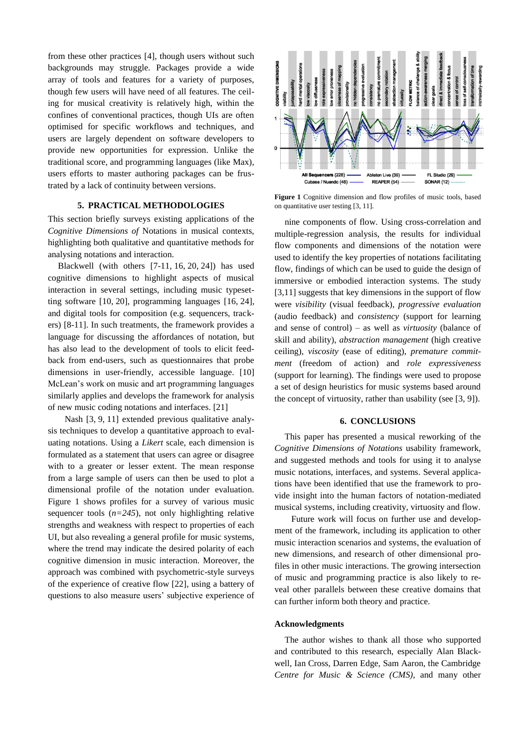from these other practices [4], though users without such backgrounds may struggle. Packages provide a wide array of tools and features for a variety of purposes, though few users will have need of all features. The ceiling for musical creativity is relatively high, within the confines of conventional practices, though UIs are often optimised for specific workflows and techniques, and users are largely dependent on software developers to provide new opportunities for expression. Unlike the traditional score, and programming languages (like Max), users efforts to master authoring packages can be frustrated by a lack of continuity between versions.

## 5. PRACTICAL METHODOLOGIES

This section briefly surveys existing applications of the *Cognitive Dimensions of* Notations in musical contexts, highlighting both qualitative and quantitative methods for analysing notations and interaction.

Blackwell (with others [7-11, 16, 20, 24]) has used cognitive dimensions to highlight aspects of musical interaction in several settings, including music typesetting software [10, 20], programming languages [16, 24], and digital tools for composition (e.g. sequencers, trackers) [8-11]. In such treatments, the framework provides a language for discussing the affordances of notation, but has also lead to the development of tools to elicit feedback from end-users, such as questionnaires that probe dimensions in user-friendly, accessible language. [10] McLean's work on music and art programming languages similarly applies and develops the framework for analysis of new music coding notations and interfaces. [21]

Nash [3, 9, 11] extended previous qualitative analysis techniques to develop a quantitative approach to evaluating notations. Using a *Likert* scale, each dimension is formulated as a statement that users can agree or disagree with to a greater or lesser extent. The mean response from a large sample of users can then be used to plot a dimensional profile of the notation under evaluation. Figure 1 shows profiles for a survey of various music sequencer tools (*n=245*), not only highlighting relative strengths and weakness with respect to properties of each UI, but also revealing a general profile for music systems, where the trend may indicate the desired polarity of each cognitive dimension in music interaction. Moreover, the approach was combined with psychometric-style surveys of the experience of creative flow [22], using a battery of questions to also measure users' subjective experience of

**Figure 1** Cognitive dimension and flow profiles of music tools, based on quantitative user testing [3, 11].

nine components of flow. Using cross-correlation and multiple-regression analysis, the results for individual flow components and dimensions of the notation were used to identify the key properties of notations facilitating flow, findings of which can be used to guide the design of immersive or embodied interaction systems. The study [3,11] suggests that key dimensions in the support of flow were *visibility* (visual feedback), *progressive evaluation* (audio feedback) and *consistency* (support for learning and sense of control) – as well as *virtuosity* (balance of skill and ability), *abstraction management* (high creative ceiling), *viscosity* (ease of editing), *premature commitment* (freedom of action) and *role expressiveness* (support for learning). The findings were used to propose a set of design heuristics for music systems based around the concept of virtuosity, rather than usability (see [3, 9]).

## 6. CONCLUSIONS

This paper has presented a musical reworking of the *Cognitive Dimensions of Notations* usability framework, and suggested methods and tools for using it to analyse music notations, interfaces, and systems. Several applications have been identified that use the framework to provide insight into the human factors of notation-mediated musical systems, including creativity, virtuosity and flow.

Future work will focus on further use and development of the framework, including its application to other music interaction scenarios and systems, the evaluation of new dimensions, and research of other dimensional profiles in other music interactions. The growing intersection of music and programming practice is also likely to reveal other parallels between these creative domains that can further inform both theory and practice.

### Acknowledgments

The author wishes to thank all those who supported and contributed to this research, especially Alan Blackwell, Ian Cross, Darren Edge, Sam Aaron, the Cambridge *Centre for Music & Science (CMS)*, and many other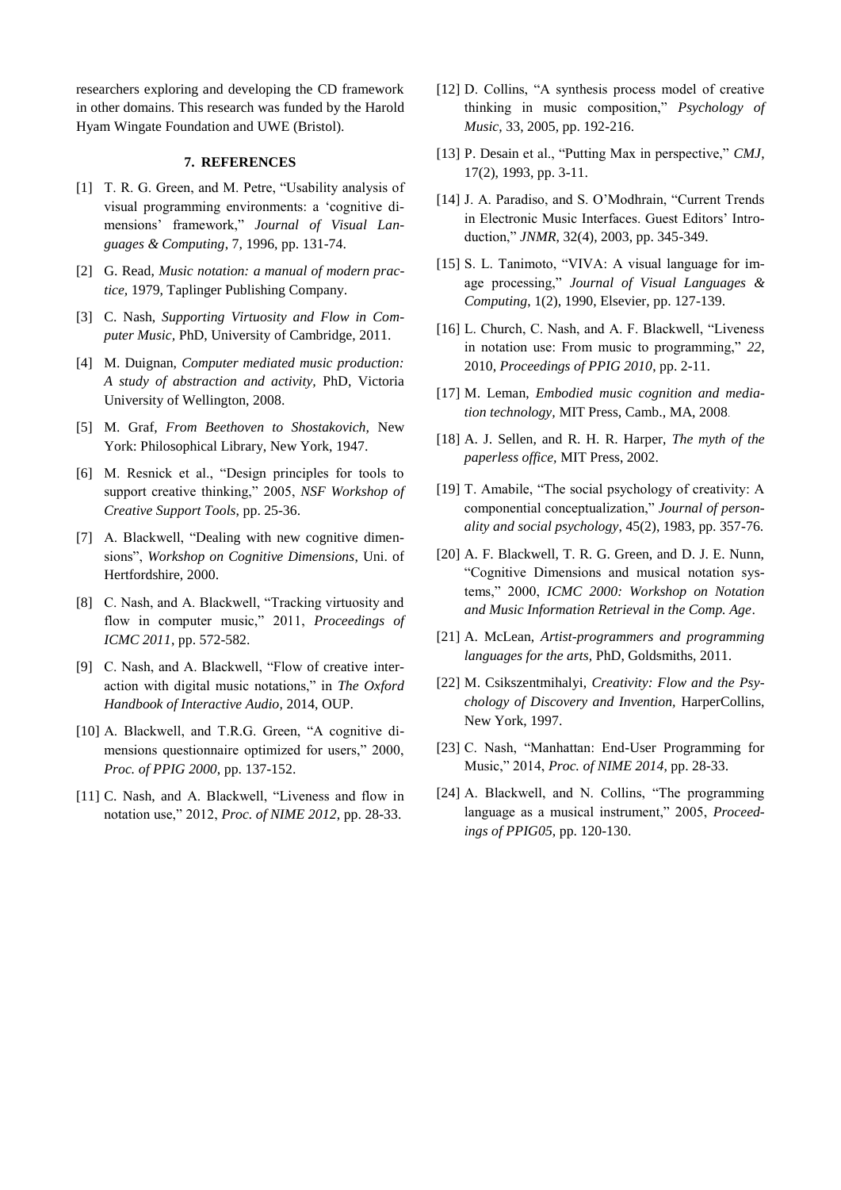researchers exploring and developing the CD framework in other domains. This research was funded by the Harold Hyam Wingate Foundation and UWE (Bristol).

## 7. REFERENCES

[1] T. R. G. Green, and M. Petre, "Usability analysis of visual programming environments: a 'cognitive dimensions' framework," *Journal of Visual Languages & Computing*, 7, 1996, pp. 131-74.

[2] G. Read, *Music notation: a manual of modern practice*, 1979, Taplinger Publishing Company.

[3] C. Nash, *Supporting Virtuosity and Flow in Computer Music*, PhD, University of Cambridge, 2011.

[4] M. Duignan, *Computer mediated music production: A study of abstraction and activity*, PhD, Victoria University of Wellington, 2008.

[5] M. Graf, *From Beethoven to Shostakovich*, New York: Philosophical Library, New York, 1947.

[6] M. Resnick et al., "Design principles for tools to support creative thinking," 2005, *NSF Workshop of Creative Support Tools*, pp. 25-36.

[7] A. Blackwell, "Dealing with new cognitive dimensions", *Workshop on Cognitive Dimensions*, Uni. of Hertfordshire, 2000.

[8] C. Nash, and A. Blackwell, "Tracking virtuosity and flow in computer music," 2011, *Proceedings of ICMC 2011*, pp. 572-582.

[9] C. Nash, and A. Blackwell, "Flow of creative interaction with digital music notations," in *The Oxford Handbook of Interactive Audio*, 2014, OUP.

[10] A. Blackwell, and T.R.G. Green, "A cognitive dimensions questionnaire optimized for users," 2000, *Proc. of PPIG 2000*, pp. 137-152.

[11] C. Nash, and A. Blackwell, "Liveness and flow in notation use," 2012, *Proc. of NIME 2012*, pp. 28-33.

[12] D. Collins, "A synthesis process model of creative thinking in music composition," *Psychology of Music*, 33, 2005, pp. 192-216.

[13] P. Desain et al., "Putting Max in perspective," *CMJ*, 17(2), 1993, pp. 3-11.

[14] J. A. Paradiso, and S. O'Modhrain, "Current Trends in Electronic Music Interfaces. Guest Editors' Introduction," *JNMR*, 32(4), 2003, pp. 345-349.

[15] S. L. Tanimoto, "VIVA: A visual language for image processing," *Journal of Visual Languages & Computing*, 1(2), 1990, Elsevier, pp. 127-139.

[16] L. Church, C. Nash, and A. F. Blackwell, "Liveness in notation use: From music to programming," *22*, 2010, *Proceedings of PPIG 2010*, pp. 2-11.

[17] M. Leman, *Embodied music cognition and mediation technology*, MIT Press, Camb., MA, 2008.

[18] A. J. Sellen, and R. H. R. Harper, *The myth of the paperless office*, MIT Press, 2002.

[19] T. Amabile, "The social psychology of creativity: A componential conceptualization," *Journal of personality and social psychology*, 45(2), 1983, pp. 357-76.

[20] A. F. Blackwell, T. R. G. Green, and D. J. E. Nunn, "Cognitive Dimensions and musical notation systems," 2000, *ICMC 2000: Workshop on Notation and Music Information Retrieval in the Comp. Age*.

[21] A. McLean, *Artist-programmers and programming languages for the arts*, PhD, Goldsmiths, 2011.

[22] M. Csikszentmihalyi, *Creativity: Flow and the Psychology of Discovery and Invention*, HarperCollins, New York, 1997.

[23] C. Nash, "Manhattan: End-User Programming for Music," 2014, *Proc. of NIME 2014*, pp. 28-33.

[24] A. Blackwell, and N. Collins, "The programming language as a musical instrument," 2005, *Proceedings of PPIG05*, pp. 120-130.